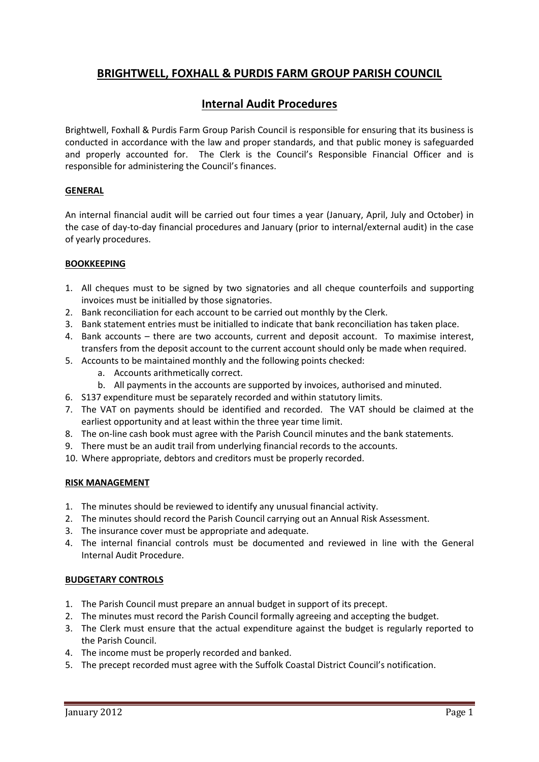# BRIGHTWELL, FOXHALL & PURDIS FARM GROUP PARISH COUNCIL

## Internal Audit Procedures

Brightwell, Foxhall & Purdis Farm Group Parish Council is responsible for ensuring that its business is conducted in accordance with the law and proper standards, and that public money is safeguarded and properly accounted for. The Clerk is the Council's Responsible Financial Officer and is responsible for administering the Council's finances.

### GENERAL

An internal financial audit will be carried out four times a year (January, April, July and October) in the case of day-to-day financial procedures and January (prior to internal/external audit) in the case of yearly procedures.

### BOOKKEEPING

1. All cheques must to be signed by two signatories and all cheque counterfoils and supporting invoices must be initialled by those signatories.
2. Bank reconciliation for each account to be carried out monthly by the Clerk.
3. Bank statement entries must be initialled to indicate that bank reconciliation has taken place.
4. Bank accounts – there are two accounts, current and deposit account. To maximise interest, transfers from the deposit account to the current account should only be made when required.
5. Accounts to be maintained monthly and the following points checked:
   a. Accounts arithmetically correct.
   b. All payments in the accounts are supported by invoices, authorised and minuted.
6. S137 expenditure must be separately recorded and within statutory limits.
7. The VAT on payments should be identified and recorded. The VAT should be claimed at the earliest opportunity and at least within the three year time limit.
8. The on-line cash book must agree with the Parish Council minutes and the bank statements.
9. There must be an audit trail from underlying financial records to the accounts.
10. Where appropriate, debtors and creditors must be properly recorded.

### RISK MANAGEMENT

1. The minutes should be reviewed to identify any unusual financial activity.
2. The minutes should record the Parish Council carrying out an Annual Risk Assessment.
3. The insurance cover must be appropriate and adequate.
4. The internal financial controls must be documented and reviewed in line with the General Internal Audit Procedure.

### BUDGETARY CONTROLS

1. The Parish Council must prepare an annual budget in support of its precept.
2. The minutes must record the Parish Council formally agreeing and accepting the budget.
3. The Clerk must ensure that the actual expenditure against the budget is regularly reported to the Parish Council.
4. The income must be properly recorded and banked.
5. The precept recorded must agree with the Suffolk Coastal District Council's notification.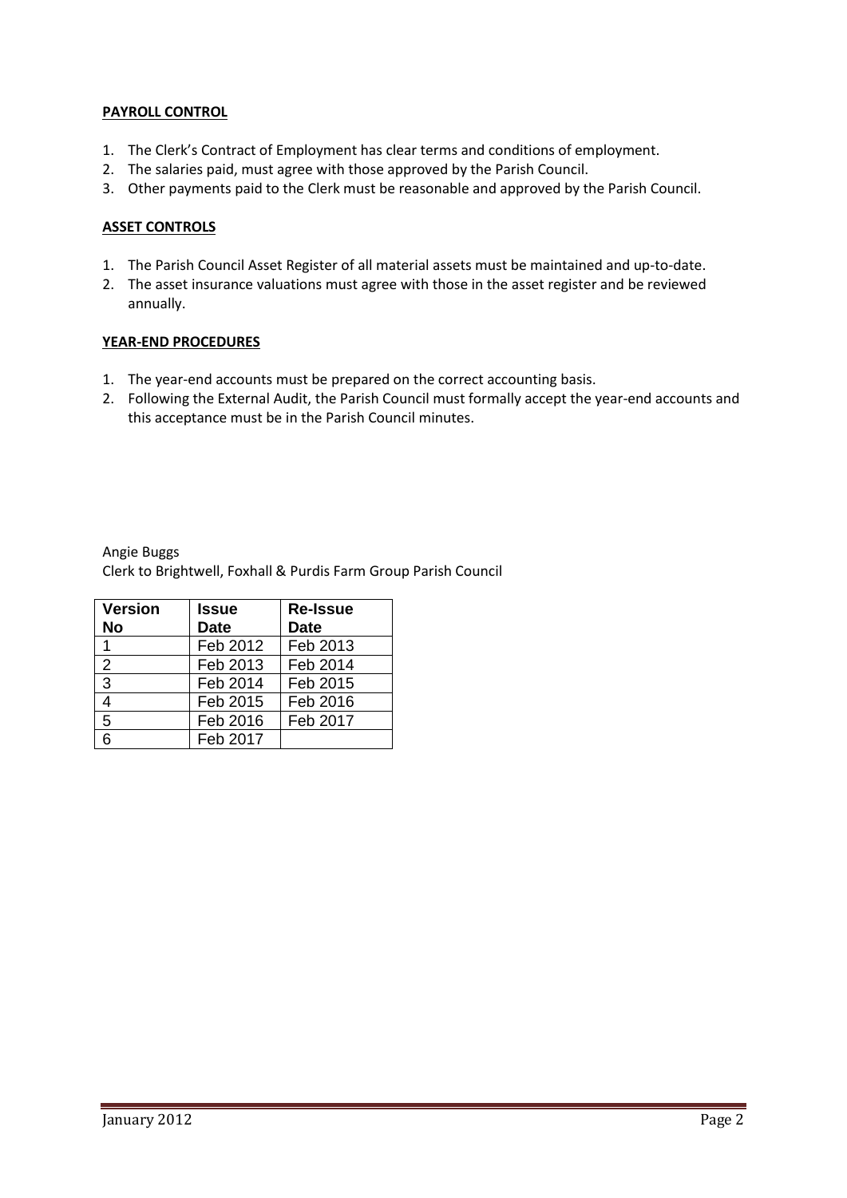**PAYROLL CONTROL**

1. The Clerk's Contract of Employment has clear terms and conditions of employment.
2. The salaries paid, must agree with those approved by the Parish Council.
3. Other payments paid to the Clerk must be reasonable and approved by the Parish Council.

**ASSET CONTROLS**

1. The Parish Council Asset Register of all material assets must be maintained and up-to-date.
2. The asset insurance valuations must agree with those in the asset register and be reviewed annually.

**YEAR-END PROCEDURES**

1. The year-end accounts must be prepared on the correct accounting basis.
2. Following the External Audit, the Parish Council must formally accept the year-end accounts and this acceptance must be in the Parish Council minutes.

Angie Buggs
Clerk to Brightwell, Foxhall & Purdis Farm Group Parish Council

| Version No | Issue Date | Re-Issue Date |
|---|---|---|
| 1 | Feb 2012 | Feb 2013 |
| 2 | Feb 2013 | Feb 2014 |
| 3 | Feb 2014 | Feb 2015 |
| 4 | Feb 2015 | Feb 2016 |
| 5 | Feb 2016 | Feb 2017 |
| 6 | Feb 2017 | |